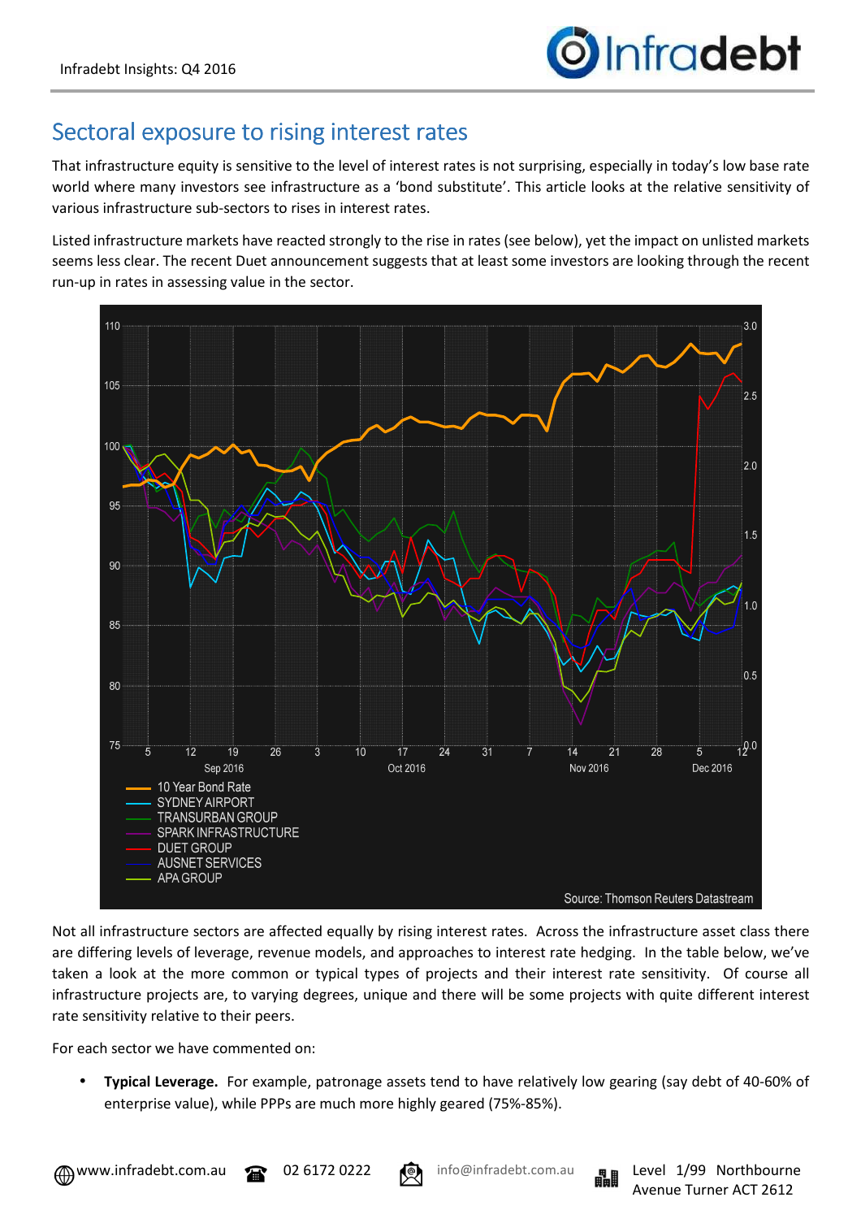## Sectoral exposure to rising interest rates

That infrastructure equity is sensitive to the level of interest rates is not surprising, especially in today's low base rate world where many investors see infrastructure as a 'bond substitute'. This article looks at the relative sensitivity of various infrastructure sub-sectors to rises in interest rates.

Listed infrastructure markets have reacted strongly to the rise in rates (see below), yet the impact on unlisted markets seems less clear. The recent Duet announcement suggests that at least some investors are looking through the recent run-up in rates in assessing value in the sector.

Not all infrastructure sectors are affected equally by rising interest rates. Across the infrastructure asset class there are differing levels of leverage, revenue models, and approaches to interest rate hedging. In the table below, we've taken a look at the more common or typical types of projects and their interest rate sensitivity. Of course all infrastructure projects are, to varying degrees, unique and there will be some projects with quite different interest rate sensitivity relative to their peers.

For each sector we have commented on:

- **Typical Leverage.** For example, patronage assets tend to have relatively low gearing (say debt of 40-60% of enterprise value), while PPPs are much more highly geared (75%-85%).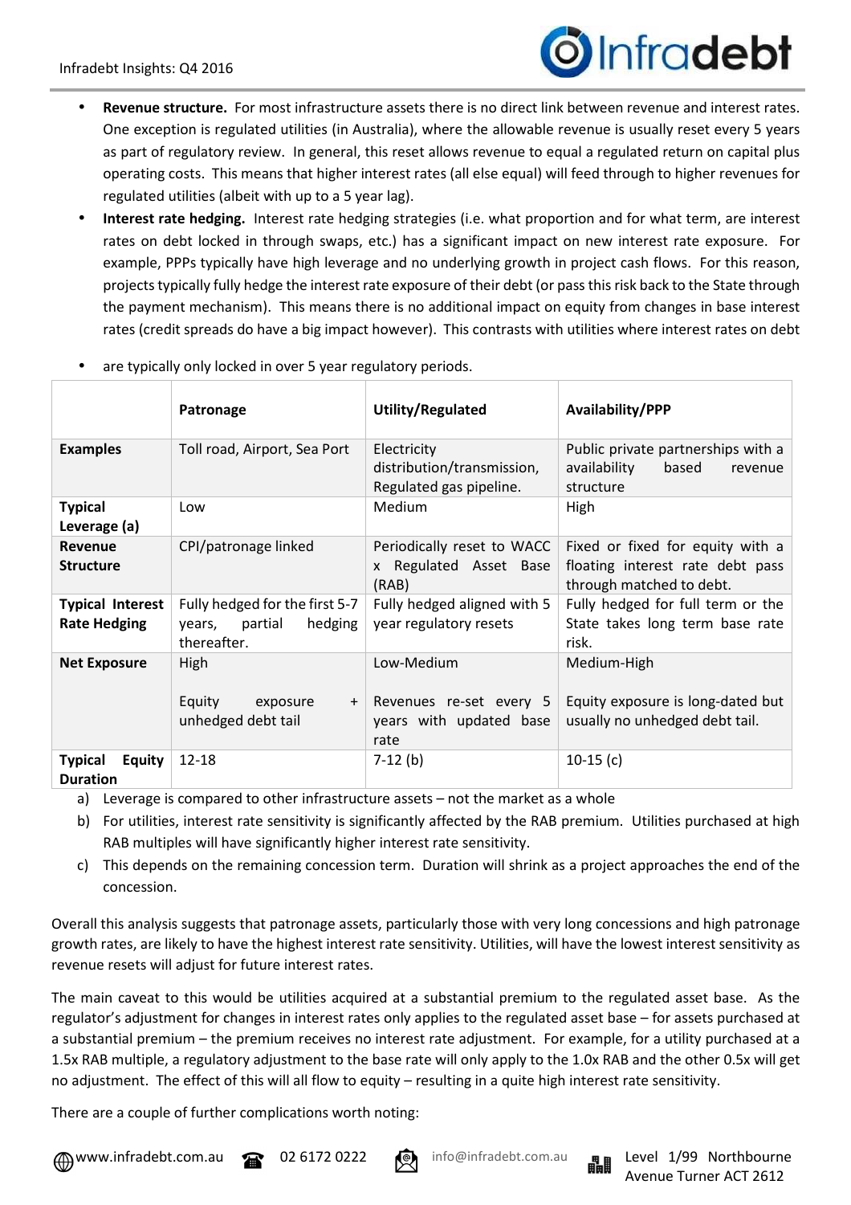- **Revenue structure.** For most infrastructure assets there is no direct link between revenue and interest rates. One exception is regulated utilities (in Australia), where the allowable revenue is usually reset every 5 years as part of regulatory review. In general, this reset allows revenue to equal a regulated return on capital plus operating costs. This means that higher interest rates (all else equal) will feed through to higher revenues for regulated utilities (albeit with up to a 5 year lag).
- **Interest rate hedging.** Interest rate hedging strategies (i.e. what proportion and for what term, are interest rates on debt locked in through swaps, etc.) has a significant impact on new interest rate exposure. For example, PPPs typically have high leverage and no underlying growth in project cash flows. For this reason, projects typically fully hedge the interest rate exposure of their debt (or pass this risk back to the State through the payment mechanism). This means there is no additional impact on equity from changes in base interest rates (credit spreads do have a big impact however). This contrasts with utilities where interest rates on debt are typically only locked in over 5 year regulatory periods.

| | Patronage | Utility/Regulated | Availability/PPP |
|---|---|---|---|
| **Examples** | Toll road, Airport, Sea Port | Electricity distribution/transmission, Regulated gas pipeline. | Public private partnerships with a availability based revenue structure |
| **Typical Leverage (a)** | Low | Medium | High |
| **Revenue Structure** | CPI/patronage linked | Periodically reset to WACC x Regulated Asset Base (RAB) | Fixed or fixed for equity with a floating interest rate debt pass through matched to debt. |
| **Typical Interest Rate Hedging** | Fully hedged for the first 5-7 years, partial hedging thereafter. | Fully hedged aligned with 5 year regulatory resets | Fully hedged for full term or the State takes long term base rate risk. |
| **Net Exposure** | High<br><br>Equity exposure + unhedged debt tail | Low-Medium<br><br>Revenues re-set every 5 years with updated base rate | Medium-High<br><br>Equity exposure is long-dated but usually no unhedged debt tail. |
| **Typical Equity Duration** | 12-18 | 7-12 (b) | 10-15 (c) |

a) Leverage is compared to other infrastructure assets – not the market as a whole
b) For utilities, interest rate sensitivity is significantly affected by the RAB premium. Utilities purchased at high RAB multiples will have significantly higher interest rate sensitivity.
c) This depends on the remaining concession term. Duration will shrink as a project approaches the end of the concession.

Overall this analysis suggests that patronage assets, particularly those with very long concessions and high patronage growth rates, are likely to have the highest interest rate sensitivity. Utilities, will have the lowest interest sensitivity as revenue resets will adjust for future interest rates.

The main caveat to this would be utilities acquired at a substantial premium to the regulated asset base. As the regulator's adjustment for changes in interest rates only applies to the regulated asset base – for assets purchased at a substantial premium – the premium receives no interest rate adjustment. For example, for a utility purchased at a 1.5x RAB multiple, a regulatory adjustment to the base rate will only apply to the 1.0x RAB and the other 0.5x will get no adjustment. The effect of this will all flow to equity – resulting in a quite high interest rate sensitivity.

There are a couple of further complications worth noting: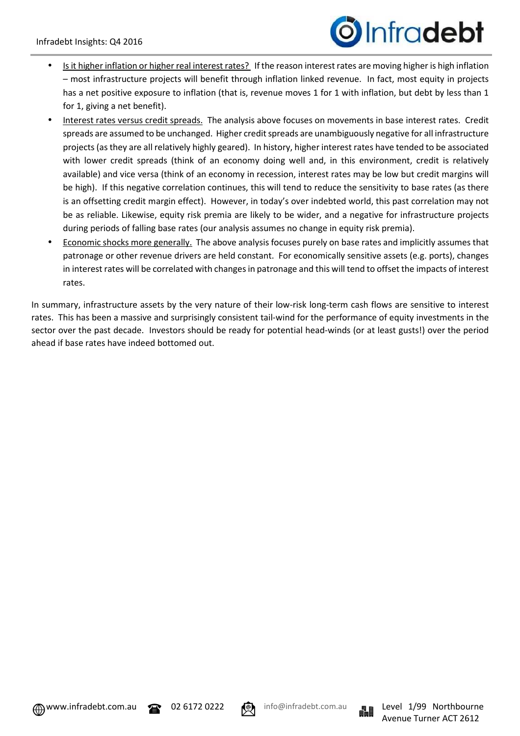- Is it higher inflation or higher real interest rates? If the reason interest rates are moving higher is high inflation – most infrastructure projects will benefit through inflation linked revenue. In fact, most equity in projects has a net positive exposure to inflation (that is, revenue moves 1 for 1 with inflation, but debt by less than 1 for 1, giving a net benefit).
- Interest rates versus credit spreads. The analysis above focuses on movements in base interest rates. Credit spreads are assumed to be unchanged. Higher credit spreads are unambiguously negative for all infrastructure projects (as they are all relatively highly geared). In history, higher interest rates have tended to be associated with lower credit spreads (think of an economy doing well and, in this environment, credit is relatively available) and vice versa (think of an economy in recession, interest rates may be low but credit margins will be high). If this negative correlation continues, this will tend to reduce the sensitivity to base rates (as there is an offsetting credit margin effect). However, in today's over indebted world, this past correlation may not be as reliable. Likewise, equity risk premia are likely to be wider, and a negative for infrastructure projects during periods of falling base rates (our analysis assumes no change in equity risk premia).
- Economic shocks more generally. The above analysis focuses purely on base rates and implicitly assumes that patronage or other revenue drivers are held constant. For economically sensitive assets (e.g. ports), changes in interest rates will be correlated with changes in patronage and this will tend to offset the impacts of interest rates.

In summary, infrastructure assets by the very nature of their low-risk long-term cash flows are sensitive to interest rates. This has been a massive and surprisingly consistent tail-wind for the performance of equity investments in the sector over the past decade. Investors should be ready for potential head-winds (or at least gusts!) over the period ahead if base rates have indeed bottomed out.